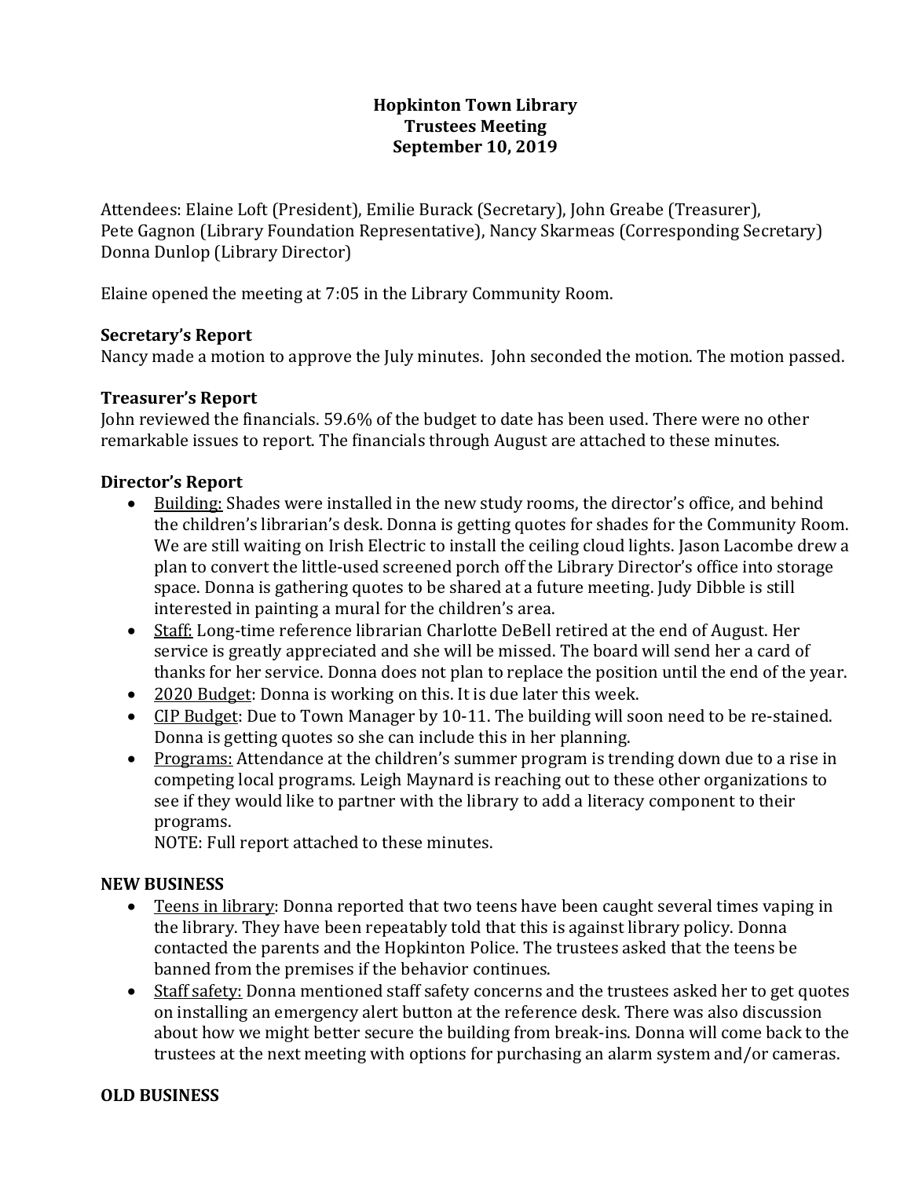**Hopkinton Town Library**
**Trustees Meeting**
**September 10, 2019**

Attendees: Elaine Loft (President), Emilie Burack (Secretary), John Greabe (Treasurer), Pete Gagnon (Library Foundation Representative), Nancy Skarmeas (Corresponding Secretary) Donna Dunlop (Library Director)

Elaine opened the meeting at 7:05 in the Library Community Room.

**Secretary's Report**
Nancy made a motion to approve the July minutes. John seconded the motion. The motion passed.

**Treasurer's Report**
John reviewed the financials. 59.6% of the budget to date has been used. There were no other remarkable issues to report. The financials through August are attached to these minutes.

**Director's Report**

- <u>Building:</u> Shades were installed in the new study rooms, the director's office, and behind the children's librarian's desk. Donna is getting quotes for shades for the Community Room. We are still waiting on Irish Electric to install the ceiling cloud lights. Jason Lacombe drew a plan to convert the little-used screened porch off the Library Director's office into storage space. Donna is gathering quotes to be shared at a future meeting. Judy Dibble is still interested in painting a mural for the children's area.
- <u>Staff:</u> Long-time reference librarian Charlotte DeBell retired at the end of August. Her service is greatly appreciated and she will be missed. The board will send her a card of thanks for her service. Donna does not plan to replace the position until the end of the year.
- <u>2020 Budget</u>: Donna is working on this. It is due later this week.
- <u>CIP Budget</u>: Due to Town Manager by 10-11. The building will soon need to be re-stained. Donna is getting quotes so she can include this in her planning.
- <u>Programs:</u> Attendance at the children's summer program is trending down due to a rise in competing local programs. Leigh Maynard is reaching out to these other organizations to see if they would like to partner with the library to add a literacy component to their programs.
  NOTE: Full report attached to these minutes.

**NEW BUSINESS**

- <u>Teens in library</u>: Donna reported that two teens have been caught several times vaping in the library. They have been repeatably told that this is against library policy. Donna contacted the parents and the Hopkinton Police. The trustees asked that the teens be banned from the premises if the behavior continues.
- <u>Staff safety:</u> Donna mentioned staff safety concerns and the trustees asked her to get quotes on installing an emergency alert button at the reference desk. There was also discussion about how we might better secure the building from break-ins. Donna will come back to the trustees at the next meeting with options for purchasing an alarm system and/or cameras.

**OLD BUSINESS**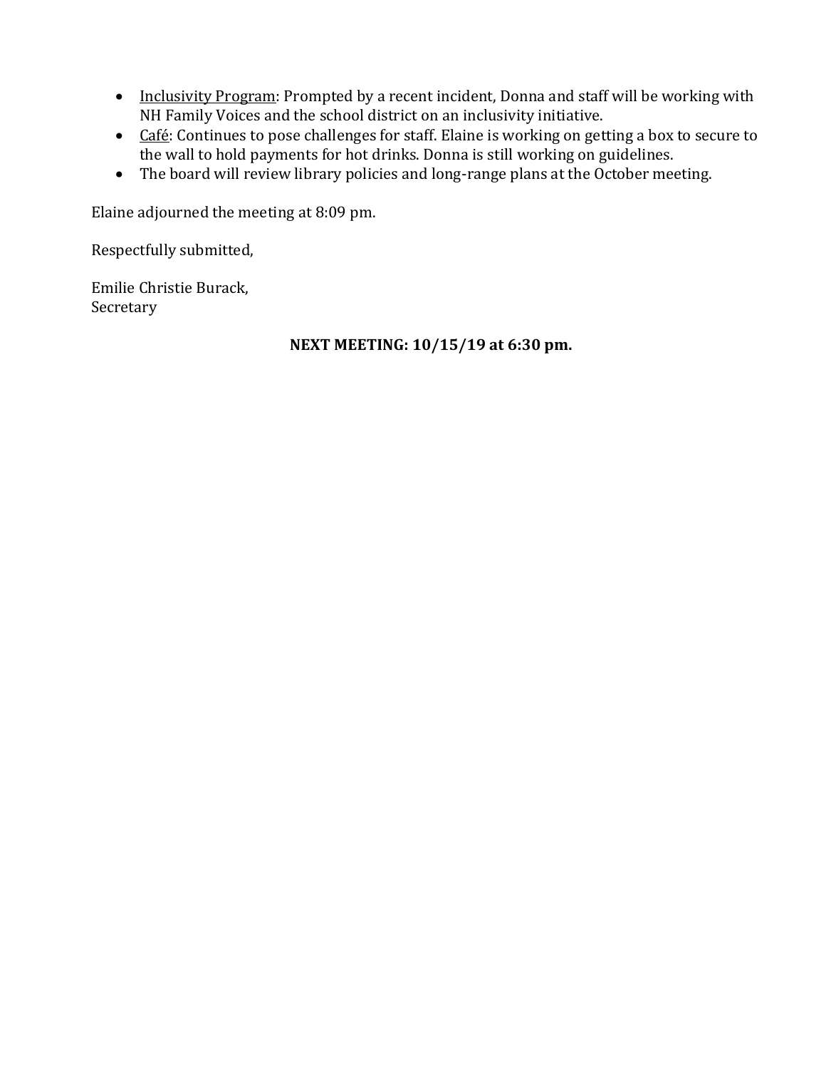- Inclusivity Program: Prompted by a recent incident, Donna and staff will be working with NH Family Voices and the school district on an inclusivity initiative.
- Café: Continues to pose challenges for staff. Elaine is working on getting a box to secure to the wall to hold payments for hot drinks. Donna is still working on guidelines.
- The board will review library policies and long-range plans at the October meeting.

Elaine adjourned the meeting at 8:09 pm.

Respectfully submitted,

Emilie Christie Burack,
Secretary

**NEXT MEETING: 10/15/19 at 6:30 pm.**